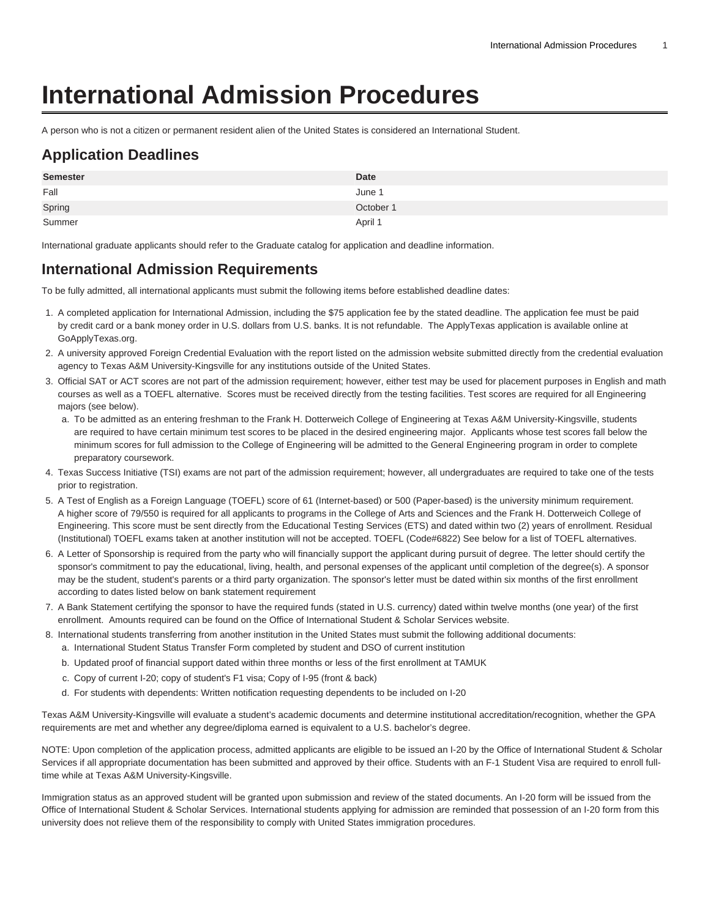# International Admission Procedures

A person who is not a citizen or permanent resident alien of the United States is considered an International Student.

## Application Deadlines

| Semester | Date |
| --- | --- |
| Fall | June 1 |
| Spring | October 1 |
| Summer | April 1 |

International graduate applicants should refer to the Graduate catalog for application and deadline information.

## International Admission Requirements

To be fully admitted, all international applicants must submit the following items before established deadline dates:

1. A completed application for International Admission, including the $75 application fee by the stated deadline. The application fee must be paid by credit card or a bank money order in U.S. dollars from U.S. banks. It is not refundable. The ApplyTexas application is available online at GoApplyTexas.org.
2. A university approved Foreign Credential Evaluation with the report listed on the admission website submitted directly from the credential evaluation agency to Texas A&M University-Kingsville for any institutions outside of the United States.
3. Official SAT or ACT scores are not part of the admission requirement; however, either test may be used for placement purposes in English and math courses as well as a TOEFL alternative. Scores must be received directly from the testing facilities. Test scores are required for all Engineering majors (see below).
    a. To be admitted as an entering freshman to the Frank H. Dotterweich College of Engineering at Texas A&M University-Kingsville, students are required to have certain minimum test scores to be placed in the desired engineering major. Applicants whose test scores fall below the minimum scores for full admission to the College of Engineering will be admitted to the General Engineering program in order to complete preparatory coursework.
4. Texas Success Initiative (TSI) exams are not part of the admission requirement; however, all undergraduates are required to take one of the tests prior to registration.
5. A Test of English as a Foreign Language (TOEFL) score of 61 (Internet-based) or 500 (Paper-based) is the university minimum requirement. A higher score of 79/550 is required for all applicants to programs in the College of Arts and Sciences and the Frank H. Dotterweich College of Engineering. This score must be sent directly from the Educational Testing Services (ETS) and dated within two (2) years of enrollment. Residual (Institutional) TOEFL exams taken at another institution will not be accepted. TOEFL (Code#6822) See below for a list of TOEFL alternatives.
6. A Letter of Sponsorship is required from the party who will financially support the applicant during pursuit of degree. The letter should certify the sponsor's commitment to pay the educational, living, health, and personal expenses of the applicant until completion of the degree(s). A sponsor may be the student, student's parents or a third party organization. The sponsor's letter must be dated within six months of the first enrollment according to dates listed below on bank statement requirement
7. A Bank Statement certifying the sponsor to have the required funds (stated in U.S. currency) dated within twelve months (one year) of the first enrollment. Amounts required can be found on the Office of International Student & Scholar Services website.
8. International students transferring from another institution in the United States must submit the following additional documents:
    a. International Student Status Transfer Form completed by student and DSO of current institution
    b. Updated proof of financial support dated within three months or less of the first enrollment at TAMUK
    c. Copy of current I-20; copy of student's F1 visa; Copy of I-95 (front & back)
    d. For students with dependents: Written notification requesting dependents to be included on I-20

Texas A&M University-Kingsville will evaluate a student's academic documents and determine institutional accreditation/recognition, whether the GPA requirements are met and whether any degree/diploma earned is equivalent to a U.S. bachelor's degree.

NOTE: Upon completion of the application process, admitted applicants are eligible to be issued an I-20 by the Office of International Student & Scholar Services if all appropriate documentation has been submitted and approved by their office. Students with an F-1 Student Visa are required to enroll full-time while at Texas A&M University-Kingsville.

Immigration status as an approved student will be granted upon submission and review of the stated documents. An I-20 form will be issued from the Office of International Student & Scholar Services. International students applying for admission are reminded that possession of an I-20 form from this university does not relieve them of the responsibility to comply with United States immigration procedures.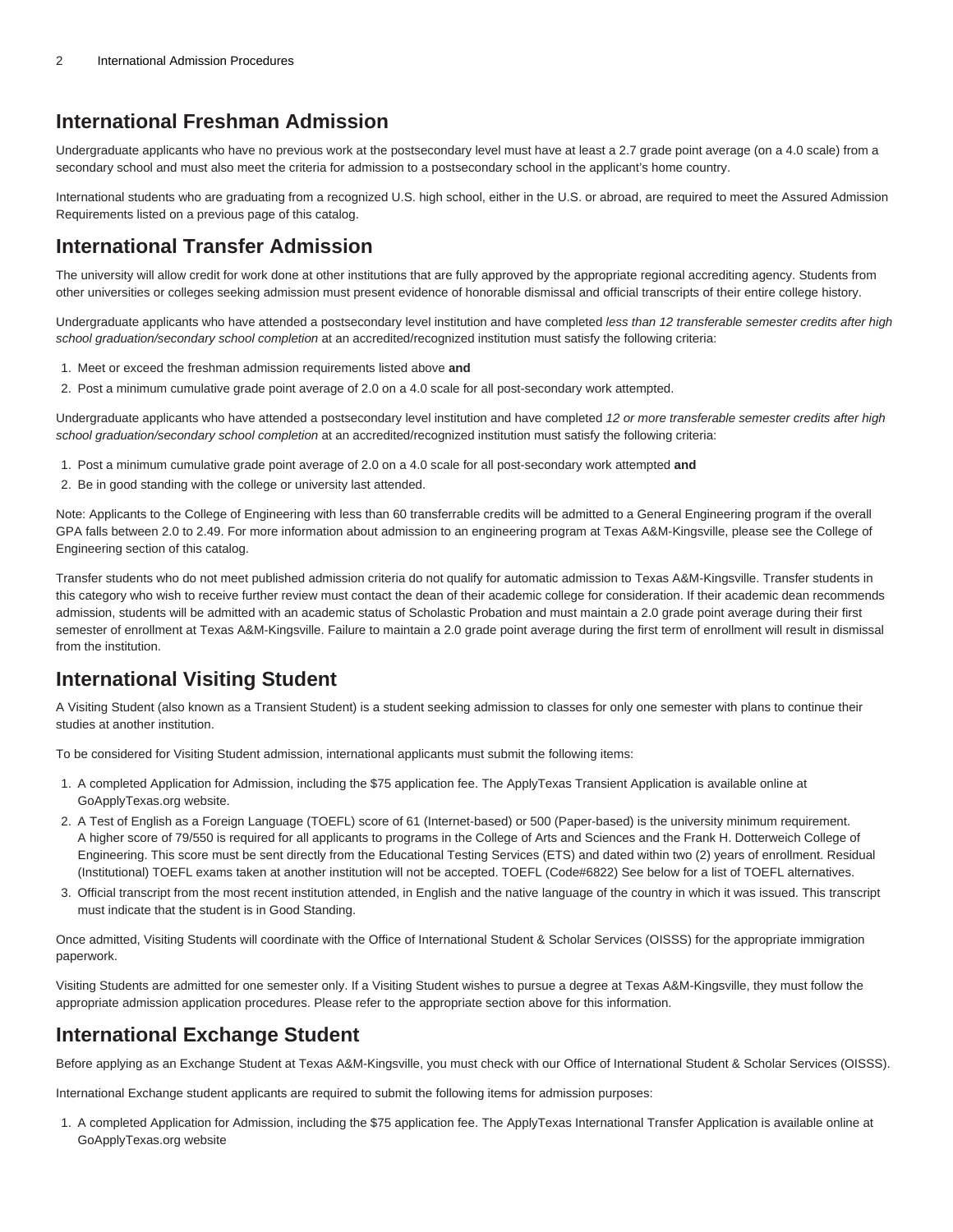## International Freshman Admission

Undergraduate applicants who have no previous work at the postsecondary level must have at least a 2.7 grade point average (on a 4.0 scale) from a secondary school and must also meet the criteria for admission to a postsecondary school in the applicant's home country.

International students who are graduating from a recognized U.S. high school, either in the U.S. or abroad, are required to meet the Assured Admission Requirements listed on a previous page of this catalog.

## International Transfer Admission

The university will allow credit for work done at other institutions that are fully approved by the appropriate regional accrediting agency. Students from other universities or colleges seeking admission must present evidence of honorable dismissal and official transcripts of their entire college history.

Undergraduate applicants who have attended a postsecondary level institution and have completed *less than 12 transferable semester credits after high school graduation/secondary school completion* at an accredited/recognized institution must satisfy the following criteria:

1. Meet or exceed the freshman admission requirements listed above **and**
2. Post a minimum cumulative grade point average of 2.0 on a 4.0 scale for all post-secondary work attempted.

Undergraduate applicants who have attended a postsecondary level institution and have completed *12 or more transferable semester credits after high school graduation/secondary school completion* at an accredited/recognized institution must satisfy the following criteria:

1. Post a minimum cumulative grade point average of 2.0 on a 4.0 scale for all post-secondary work attempted **and**
2. Be in good standing with the college or university last attended.

Note: Applicants to the College of Engineering with less than 60 transferrable credits will be admitted to a General Engineering program if the overall GPA falls between 2.0 to 2.49. For more information about admission to an engineering program at Texas A&M-Kingsville, please see the College of Engineering section of this catalog.

Transfer students who do not meet published admission criteria do not qualify for automatic admission to Texas A&M-Kingsville. Transfer students in this category who wish to receive further review must contact the dean of their academic college for consideration. If their academic dean recommends admission, students will be admitted with an academic status of Scholastic Probation and must maintain a 2.0 grade point average during their first semester of enrollment at Texas A&M-Kingsville. Failure to maintain a 2.0 grade point average during the first term of enrollment will result in dismissal from the institution.

## International Visiting Student

A Visiting Student (also known as a Transient Student) is a student seeking admission to classes for only one semester with plans to continue their studies at another institution.

To be considered for Visiting Student admission, international applicants must submit the following items:

1. A completed Application for Admission, including the $75 application fee. The ApplyTexas Transient Application is available online at GoApplyTexas.org website.
2. A Test of English as a Foreign Language (TOEFL) score of 61 (Internet-based) or 500 (Paper-based) is the university minimum requirement. A higher score of 79/550 is required for all applicants to programs in the College of Arts and Sciences and the Frank H. Dotterweich College of Engineering. This score must be sent directly from the Educational Testing Services (ETS) and dated within two (2) years of enrollment. Residual (Institutional) TOEFL exams taken at another institution will not be accepted. TOEFL (Code#6822) See below for a list of TOEFL alternatives.
3. Official transcript from the most recent institution attended, in English and the native language of the country in which it was issued. This transcript must indicate that the student is in Good Standing.

Once admitted, Visiting Students will coordinate with the Office of International Student & Scholar Services (OISSS) for the appropriate immigration paperwork.

Visiting Students are admitted for one semester only. If a Visiting Student wishes to pursue a degree at Texas A&M-Kingsville, they must follow the appropriate admission application procedures. Please refer to the appropriate section above for this information.

## International Exchange Student

Before applying as an Exchange Student at Texas A&M-Kingsville, you must check with our Office of International Student & Scholar Services (OISSS).

International Exchange student applicants are required to submit the following items for admission purposes:

1. A completed Application for Admission, including the $75 application fee. The ApplyTexas International Transfer Application is available online at GoApplyTexas.org website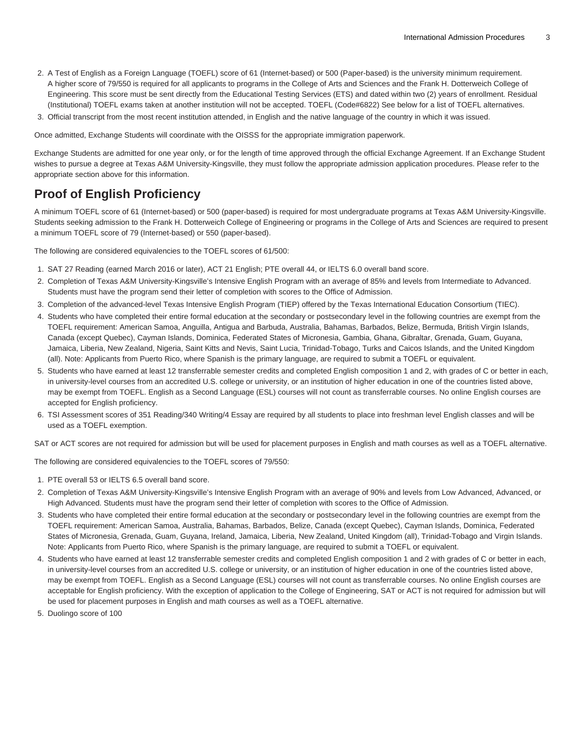2. A Test of English as a Foreign Language (TOEFL) score of 61 (Internet-based) or 500 (Paper-based) is the university minimum requirement. A higher score of 79/550 is required for all applicants to programs in the College of Arts and Sciences and the Frank H. Dotterweich College of Engineering. This score must be sent directly from the Educational Testing Services (ETS) and dated within two (2) years of enrollment. Residual (Institutional) TOEFL exams taken at another institution will not be accepted. TOEFL (Code#6822) See below for a list of TOEFL alternatives.
3. Official transcript from the most recent institution attended, in English and the native language of the country in which it was issued.

Once admitted, Exchange Students will coordinate with the OISSS for the appropriate immigration paperwork.

Exchange Students are admitted for one year only, or for the length of time approved through the official Exchange Agreement. If an Exchange Student wishes to pursue a degree at Texas A&M University-Kingsville, they must follow the appropriate admission application procedures. Please refer to the appropriate section above for this information.

## Proof of English Proficiency

A minimum TOEFL score of 61 (Internet-based) or 500 (paper-based) is required for most undergraduate programs at Texas A&M University-Kingsville. Students seeking admission to the Frank H. Dotterweich College of Engineering or programs in the College of Arts and Sciences are required to present a minimum TOEFL score of 79 (Internet-based) or 550 (paper-based).

The following are considered equivalencies to the TOEFL scores of 61/500:

1. SAT 27 Reading (earned March 2016 or later), ACT 21 English; PTE overall 44, or IELTS 6.0 overall band score.
2. Completion of Texas A&M University-Kingsville's Intensive English Program with an average of 85% and levels from Intermediate to Advanced. Students must have the program send their letter of completion with scores to the Office of Admission.
3. Completion of the advanced-level Texas Intensive English Program (TIEP) offered by the Texas International Education Consortium (TIEC).
4. Students who have completed their entire formal education at the secondary or postsecondary level in the following countries are exempt from the TOEFL requirement: American Samoa, Anguilla, Antigua and Barbuda, Australia, Bahamas, Barbados, Belize, Bermuda, British Virgin Islands, Canada (except Quebec), Cayman Islands, Dominica, Federated States of Micronesia, Gambia, Ghana, Gibraltar, Grenada, Guam, Guyana, Jamaica, Liberia, New Zealand, Nigeria, Saint Kitts and Nevis, Saint Lucia, Trinidad-Tobago, Turks and Caicos Islands, and the United Kingdom (all). Note: Applicants from Puerto Rico, where Spanish is the primary language, are required to submit a TOEFL or equivalent.
5. Students who have earned at least 12 transferrable semester credits and completed English composition 1 and 2, with grades of C or better in each, in university-level courses from an accredited U.S. college or university, or an institution of higher education in one of the countries listed above, may be exempt from TOEFL. English as a Second Language (ESL) courses will not count as transferrable courses. No online English courses are accepted for English proficiency.
6. TSI Assessment scores of 351 Reading/340 Writing/4 Essay are required by all students to place into freshman level English classes and will be used as a TOEFL exemption.

SAT or ACT scores are not required for admission but will be used for placement purposes in English and math courses as well as a TOEFL alternative.

The following are considered equivalencies to the TOEFL scores of 79/550:

1. PTE overall 53 or IELTS 6.5 overall band score.
2. Completion of Texas A&M University-Kingsville's Intensive English Program with an average of 90% and levels from Low Advanced, Advanced, or High Advanced. Students must have the program send their letter of completion with scores to the Office of Admission.
3. Students who have completed their entire formal education at the secondary or postsecondary level in the following countries are exempt from the TOEFL requirement: American Samoa, Australia, Bahamas, Barbados, Belize, Canada (except Quebec), Cayman Islands, Dominica, Federated States of Micronesia, Grenada, Guam, Guyana, Ireland, Jamaica, Liberia, New Zealand, United Kingdom (all), Trinidad-Tobago and Virgin Islands. Note: Applicants from Puerto Rico, where Spanish is the primary language, are required to submit a TOEFL or equivalent.
4. Students who have earned at least 12 transferrable semester credits and completed English composition 1 and 2 with grades of C or better in each, in university-level courses from an accredited U.S. college or university, or an institution of higher education in one of the countries listed above, may be exempt from TOEFL. English as a Second Language (ESL) courses will not count as transferrable courses. No online English courses are acceptable for English proficiency. With the exception of application to the College of Engineering, SAT or ACT is not required for admission but will be used for placement purposes in English and math courses as well as a TOEFL alternative.
5. Duolingo score of 100